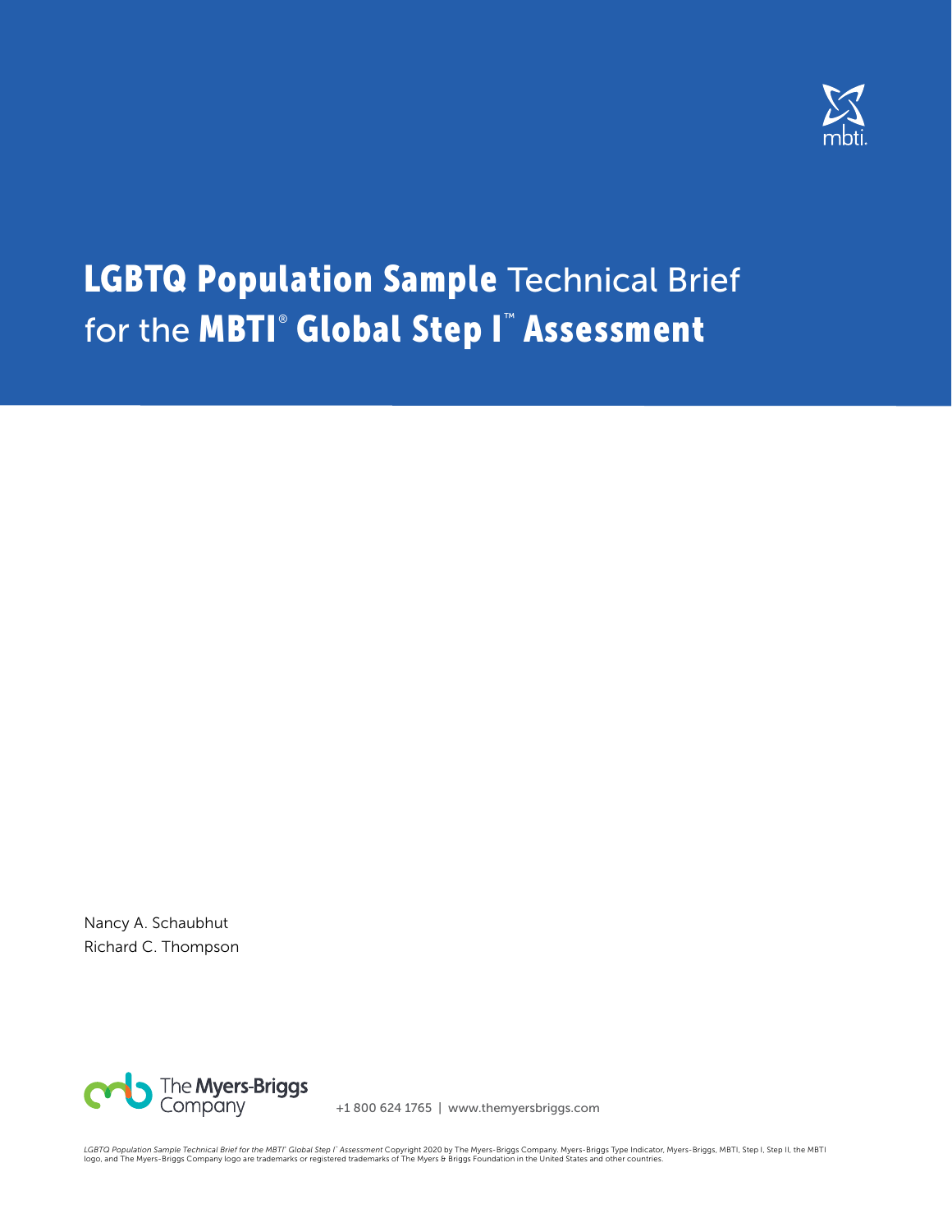# LGBTQ Population Sample Technical Brief for the MBTI® Global Step I™ Assessment

Nancy A. Schaubhut
Richard C. Thompson

The Myers-Briggs Company

+1 800 624 1765 | www.themyersbriggs.com

*LGBTQ Population Sample Technical Brief for the MBTI® Global Step I™ Assessment* Copyright 2020 by The Myers-Briggs Company. Myers-Briggs Type Indicator, Myers-Briggs, MBTI, Step I, Step II, the MBTI logo, and The Myers-Briggs Company logo are trademarks or registered trademarks of The Myers & Briggs Foundation in the United States and other countries.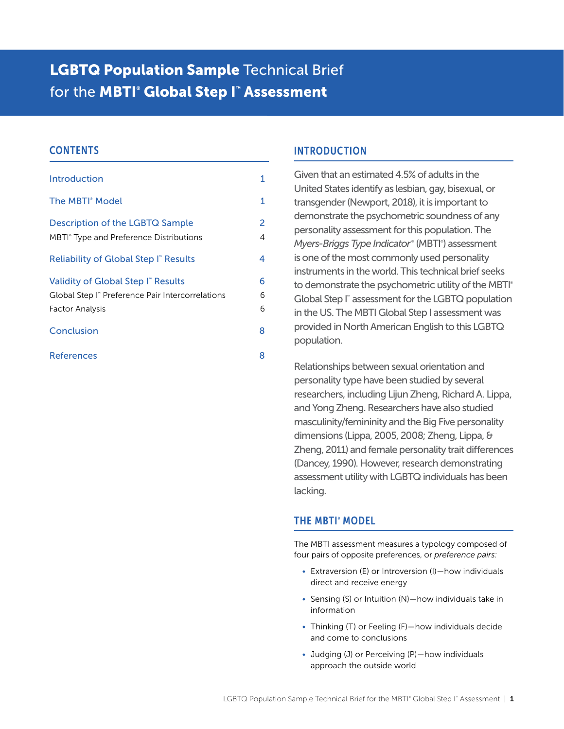# **LGBTQ Population Sample** Technical Brief for the **MBTI® Global Step I™ Assessment**

## CONTENTS

| | |
|---|---|
| Introduction | 1 |
| The MBTI® Model | 1 |
| Description of the LGBTQ Sample | 2 |
| MBTI® Type and Preference Distributions | 4 |
| Reliability of Global Step I™ Results | 4 |
| Validity of Global Step I™ Results | 6 |
| Global Step I™ Preference Pair Intercorrelations | 6 |
| Factor Analysis | 6 |
| Conclusion | 8 |
| References | 8 |

## INTRODUCTION

Given that an estimated 4.5% of adults in the United States identify as lesbian, gay, bisexual, or transgender (Newport, 2018), it is important to demonstrate the psychometric soundness of any personality assessment for this population. The *Myers-Briggs Type Indicator®* (MBTI®) assessment is one of the most commonly used personality instruments in the world. This technical brief seeks to demonstrate the psychometric utility of the MBTI® Global Step I™ assessment for the LGBTQ population in the US. The MBTI Global Step I assessment was provided in North American English to this LGBTQ population.

Relationships between sexual orientation and personality type have been studied by several researchers, including Lijun Zheng, Richard A. Lippa, and Yong Zheng. Researchers have also studied masculinity/femininity and the Big Five personality dimensions (Lippa, 2005, 2008; Zheng, Lippa, & Zheng, 2011) and female personality trait differences (Dancey, 1990). However, research demonstrating assessment utility with LGBTQ individuals has been lacking.

## THE MBTI® MODEL

The MBTI assessment measures a typology composed of four pairs of opposite preferences, or *preference pairs:*

- Extraversion (E) or Introversion (I)—how individuals direct and receive energy
- Sensing (S) or Intuition (N)—how individuals take in information
- Thinking (T) or Feeling (F)—how individuals decide and come to conclusions
- Judging (J) or Perceiving (P)—how individuals approach the outside world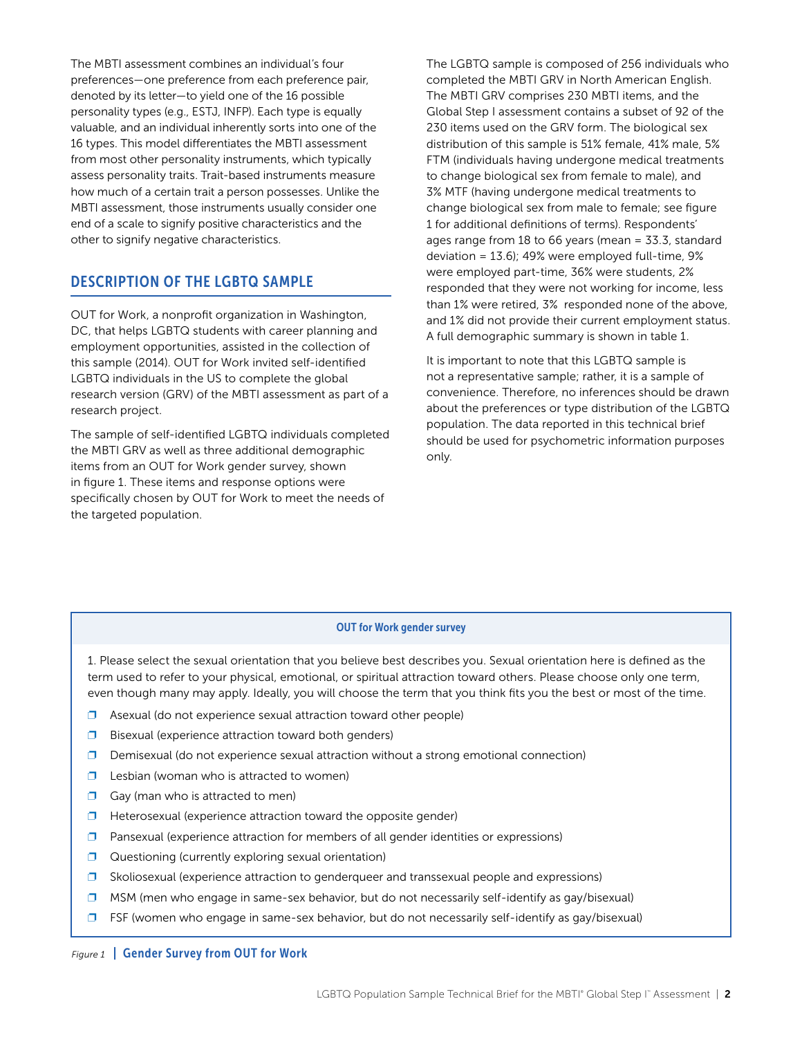The MBTI assessment combines an individual's four preferences—one preference from each preference pair, denoted by its letter—to yield one of the 16 possible personality types (e.g., ESTJ, INFP). Each type is equally valuable, and an individual inherently sorts into one of the 16 types. This model differentiates the MBTI assessment from most other personality instruments, which typically assess personality traits. Trait-based instruments measure how much of a certain trait a person possesses. Unlike the MBTI assessment, those instruments usually consider one end of a scale to signify positive characteristics and the other to signify negative characteristics.

## DESCRIPTION OF THE LGBTQ SAMPLE

OUT for Work, a nonprofit organization in Washington, DC, that helps LGBTQ students with career planning and employment opportunities, assisted in the collection of this sample (2014). OUT for Work invited self-identified LGBTQ individuals in the US to complete the global research version (GRV) of the MBTI assessment as part of a research project.

The sample of self-identified LGBTQ individuals completed the MBTI GRV as well as three additional demographic items from an OUT for Work gender survey, shown in figure 1. These items and response options were specifically chosen by OUT for Work to meet the needs of the targeted population.

The LGBTQ sample is composed of 256 individuals who completed the MBTI GRV in North American English. The MBTI GRV comprises 230 MBTI items, and the Global Step I assessment contains a subset of 92 of the 230 items used on the GRV form. The biological sex distribution of this sample is 51% female, 41% male, 5% FTM (individuals having undergone medical treatments to change biological sex from female to male), and 3% MTF (having undergone medical treatments to change biological sex from male to female; see figure 1 for additional definitions of terms). Respondents' ages range from 18 to 66 years (mean = 33.3, standard deviation = 13.6); 49% were employed full-time, 9% were employed part-time, 36% were students, 2% responded that they were not working for income, less than 1% were retired, 3% responded none of the above, and 1% did not provide their current employment status. A full demographic summary is shown in table 1.

It is important to note that this LGBTQ sample is not a representative sample; rather, it is a sample of convenience. Therefore, no inferences should be drawn about the preferences or type distribution of the LGBTQ population. The data reported in this technical brief should be used for psychometric information purposes only.

**OUT for Work gender survey**

1. Please select the sexual orientation that you believe best describes you. Sexual orientation here is defined as the term used to refer to your physical, emotional, or spiritual attraction toward others. Please choose only one term, even though many may apply. Ideally, you will choose the term that you think fits you the best or most of the time.

- ❒ Asexual (do not experience sexual attraction toward other people)
- ❒ Bisexual (experience attraction toward both genders)
- ❒ Demisexual (do not experience sexual attraction without a strong emotional connection)
- ❒ Lesbian (woman who is attracted to women)
- ❒ Gay (man who is attracted to men)
- ❒ Heterosexual (experience attraction toward the opposite gender)
- ❒ Pansexual (experience attraction for members of all gender identities or expressions)
- ❒ Questioning (currently exploring sexual orientation)
- ❒ Skoliosexual (experience attraction to genderqueer and transsexual people and expressions)
- ❒ MSM (men who engage in same-sex behavior, but do not necessarily self-identify as gay/bisexual)
- ❒ FSF (women who engage in same-sex behavior, but do not necessarily self-identify as gay/bisexual)

*Figure 1* | **Gender Survey from OUT for Work**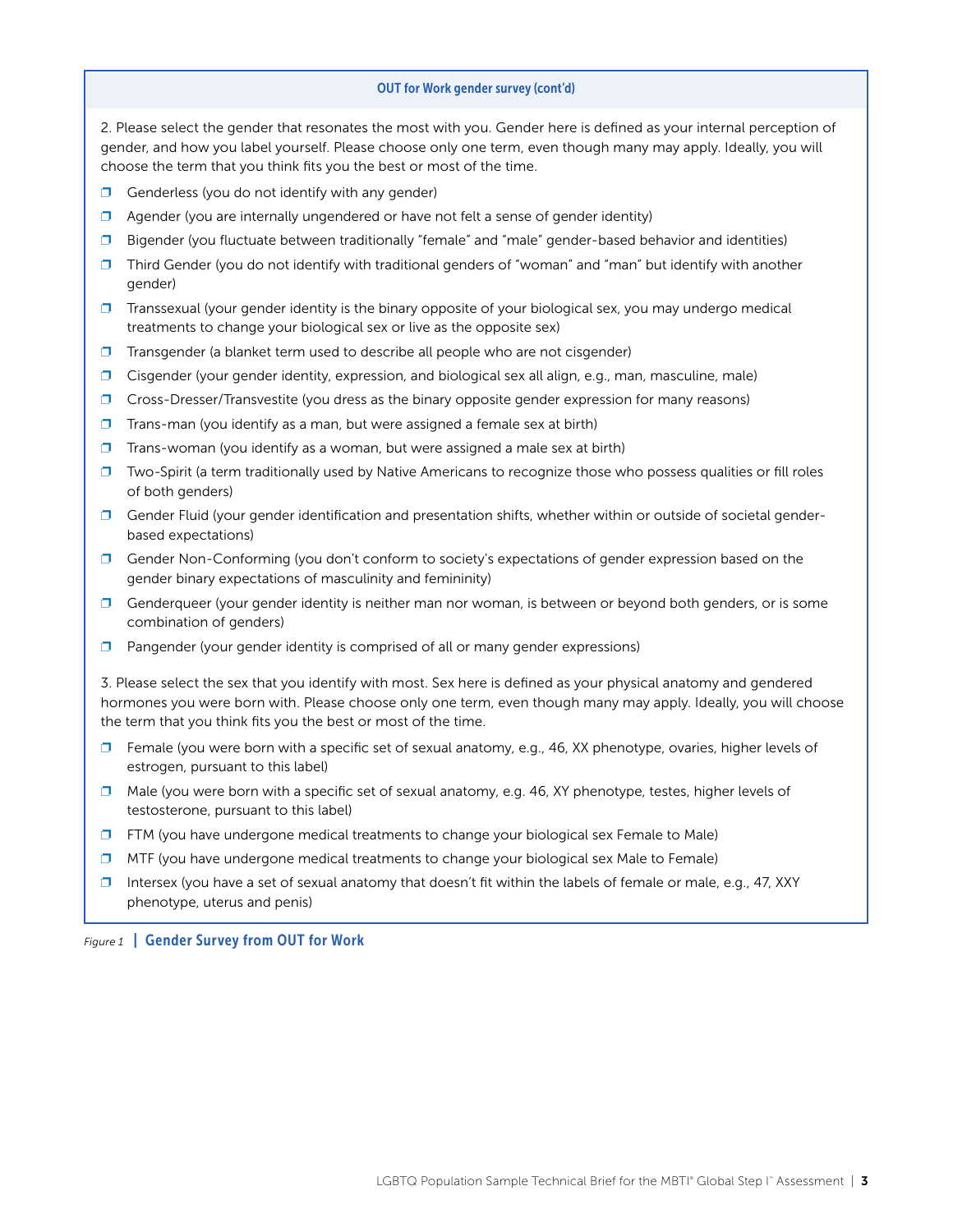### OUT for Work gender survey (cont'd)

2. Please select the gender that resonates the most with you. Gender here is defined as your internal perception of gender, and how you label yourself. Please choose only one term, even though many may apply. Ideally, you will choose the term that you think fits you the best or most of the time.

- ❒ Genderless (you do not identify with any gender)
- ❒ Agender (you are internally ungendered or have not felt a sense of gender identity)
- ❒ Bigender (you fluctuate between traditionally "female" and "male" gender-based behavior and identities)
- ❒ Third Gender (you do not identify with traditional genders of "woman" and "man" but identify with another gender)
- ❒ Transsexual (your gender identity is the binary opposite of your biological sex, you may undergo medical treatments to change your biological sex or live as the opposite sex)
- ❒ Transgender (a blanket term used to describe all people who are not cisgender)
- ❒ Cisgender (your gender identity, expression, and biological sex all align, e.g., man, masculine, male)
- ❒ Cross-Dresser/Transvestite (you dress as the binary opposite gender expression for many reasons)
- ❒ Trans-man (you identify as a man, but were assigned a female sex at birth)
- ❒ Trans-woman (you identify as a woman, but were assigned a male sex at birth)
- ❒ Two-Spirit (a term traditionally used by Native Americans to recognize those who possess qualities or fill roles of both genders)
- ❒ Gender Fluid (your gender identification and presentation shifts, whether within or outside of societal gender-based expectations)
- ❒ Gender Non-Conforming (you don't conform to society's expectations of gender expression based on the gender binary expectations of masculinity and femininity)
- ❒ Genderqueer (your gender identity is neither man nor woman, is between or beyond both genders, or is some combination of genders)
- ❒ Pangender (your gender identity is comprised of all or many gender expressions)

3. Please select the sex that you identify with most. Sex here is defined as your physical anatomy and gendered hormones you were born with. Please choose only one term, even though many may apply. Ideally, you will choose the term that you think fits you the best or most of the time.

- ❒ Female (you were born with a specific set of sexual anatomy, e.g., 46, XX phenotype, ovaries, higher levels of estrogen, pursuant to this label)
- ❒ Male (you were born with a specific set of sexual anatomy, e.g. 46, XY phenotype, testes, higher levels of testosterone, pursuant to this label)
- ❒ FTM (you have undergone medical treatments to change your biological sex Female to Male)
- ❒ MTF (you have undergone medical treatments to change your biological sex Male to Female)
- ❒ Intersex (you have a set of sexual anatomy that doesn't fit within the labels of female or male, e.g., 47, XXY phenotype, uterus and penis)

*Figure 1* | **Gender Survey from OUT for Work**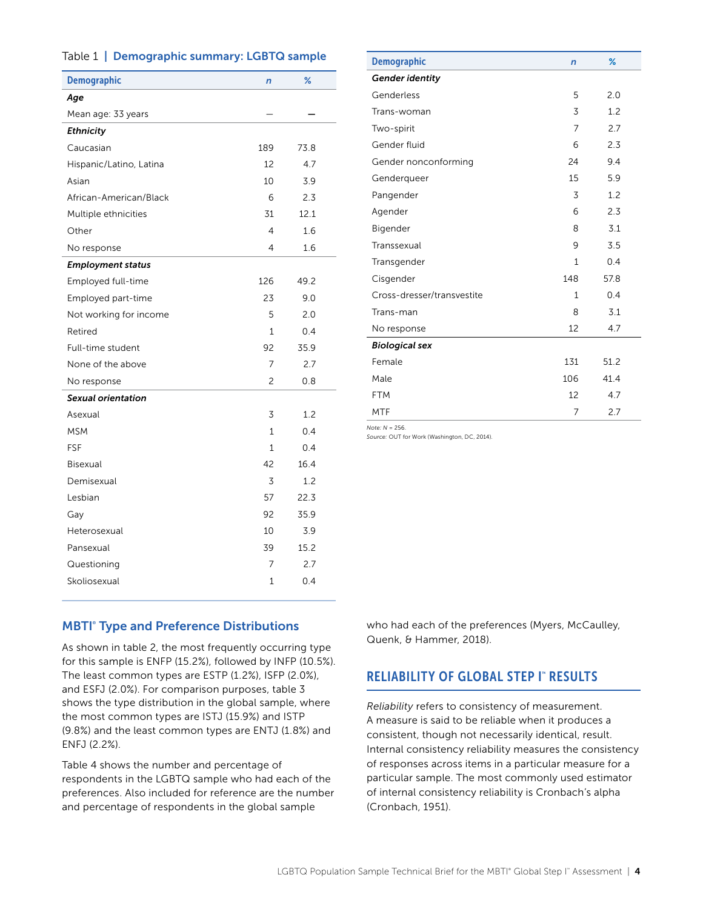Table 1 | **Demographic summary: LGBTQ sample**

| Demographic | n | % |
|---|---|---|
| ***Age*** | | |
| Mean age: 33 years | — | — |
| ***Ethnicity*** | | |
| Caucasian | 189 | 73.8 |
| Hispanic/Latino, Latina | 12 | 4.7 |
| Asian | 10 | 3.9 |
| African-American/Black | 6 | 2.3 |
| Multiple ethnicities | 31 | 12.1 |
| Other | 4 | 1.6 |
| No response | 4 | 1.6 |
| ***Employment status*** | | |
| Employed full-time | 126 | 49.2 |
| Employed part-time | 23 | 9.0 |
| Not working for income | 5 | 2.0 |
| Retired | 1 | 0.4 |
| Full-time student | 92 | 35.9 |
| None of the above | 7 | 2.7 |
| No response | 2 | 0.8 |
| ***Sexual orientation*** | | |
| Asexual | 3 | 1.2 |
| MSM | 1 | 0.4 |
| FSF | 1 | 0.4 |
| Bisexual | 42 | 16.4 |
| Demisexual | 3 | 1.2 |
| Lesbian | 57 | 22.3 |
| Gay | 92 | 35.9 |
| Heterosexual | 10 | 3.9 |
| Pansexual | 39 | 15.2 |
| Questioning | 7 | 2.7 |
| Skoliosexual | 1 | 0.4 |
| ***Gender identity*** | | |
| Genderless | 5 | 2.0 |
| Trans-woman | 3 | 1.2 |
| Two-spirit | 7 | 2.7 |
| Gender fluid | 6 | 2.3 |
| Gender nonconforming | 24 | 9.4 |
| Genderqueer | 15 | 5.9 |
| Pangender | 3 | 1.2 |
| Agender | 6 | 2.3 |
| Bigender | 8 | 3.1 |
| Transsexual | 9 | 3.5 |
| Transgender | 1 | 0.4 |
| Cisgender | 148 | 57.8 |
| Cross-dresser/transvestite | 1 | 0.4 |
| Trans-man | 8 | 3.1 |
| No response | 12 | 4.7 |
| ***Biological sex*** | | |
| Female | 131 | 51.2 |
| Male | 106 | 41.4 |
| FTM | 12 | 4.7 |
| MTF | 7 | 2.7 |

*Note: N* = 256.
*Source:* OUT for Work (Washington, DC, 2014).

## MBTI® Type and Preference Distributions

As shown in table 2, the most frequently occurring type for this sample is ENFP (15.2%), followed by INFP (10.5%). The least common types are ESTP (1.2%), ISFP (2.0%), and ESFJ (2.0%). For comparison purposes, table 3 shows the type distribution in the global sample, where the most common types are ISTJ (15.9%) and ISTP (9.8%) and the least common types are ENTJ (1.8%) and ENFJ (2.2%).

Table 4 shows the number and percentage of respondents in the LGBTQ sample who had each of the preferences. Also included for reference are the number and percentage of respondents in the global sample who had each of the preferences (Myers, McCaulley, Quenk, & Hammer, 2018).

## RELIABILITY OF GLOBAL STEP I™ RESULTS

*Reliability* refers to consistency of measurement. A measure is said to be reliable when it produces a consistent, though not necessarily identical, result. Internal consistency reliability measures the consistency of responses across items in a particular measure for a particular sample. The most commonly used estimator of internal consistency reliability is Cronbach's alpha (Cronbach, 1951).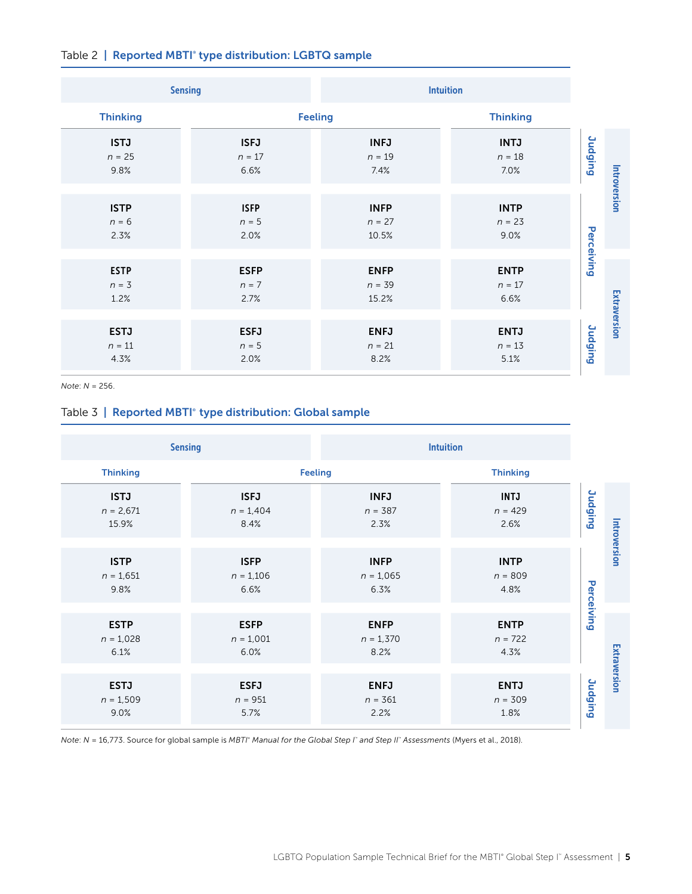Table 2 | **Reported MBTI® type distribution: LGBTQ sample**

| Sensing | | Intuition | | | |
|---|---|---|---|---|---|
| Thinking | Feeling | Feeling | Thinking | | |
| ISTJ<br>*n* = 25<br>9.8% | ISFJ<br>*n* = 17<br>6.6% | INFJ<br>*n* = 19<br>7.4% | INTJ<br>*n* = 18<br>7.0% | Judging | Introversion |
| ISTP<br>*n* = 6<br>2.3% | ISFP<br>*n* = 5<br>2.0% | INFP<br>*n* = 27<br>10.5% | INTP<br>*n* = 23<br>9.0% | Perceiving | Introversion |
| ESTP<br>*n* = 3<br>1.2% | ESFP<br>*n* = 7<br>2.7% | ENFP<br>*n* = 39<br>15.2% | ENTP<br>*n* = 17<br>6.6% | Perceiving | Extraversion |
| ESTJ<br>*n* = 11<br>4.3% | ESFJ<br>*n* = 5<br>2.0% | ENFJ<br>*n* = 21<br>8.2% | ENTJ<br>*n* = 13<br>5.1% | Judging | Extraversion |

*Note*: *N* = 256.

Table 3 | **Reported MBTI® type distribution: Global sample**

| Sensing | | Intuition | | | |
|---|---|---|---|---|---|
| Thinking | Feeling | Feeling | Thinking | | |
| ISTJ<br>*n* = 2,671<br>15.9% | ISFJ<br>*n* = 1,404<br>8.4% | INFJ<br>*n* = 387<br>2.3% | INTJ<br>*n* = 429<br>2.6% | Judging | Introversion |
| ISTP<br>*n* = 1,651<br>9.8% | ISFP<br>*n* = 1,106<br>6.6% | INFP<br>*n* = 1,065<br>6.3% | INTP<br>*n* = 809<br>4.8% | Perceiving | Introversion |
| ESTP<br>*n* = 1,028<br>6.1% | ESFP<br>*n* = 1,001<br>6.0% | ENFP<br>*n* = 1,370<br>8.2% | ENTP<br>*n* = 722<br>4.3% | Perceiving | Extraversion |
| ESTJ<br>*n* = 1,509<br>9.0% | ESFJ<br>*n* = 951<br>5.7% | ENFJ<br>*n* = 361<br>2.2% | ENTJ<br>*n* = 309<br>1.8% | Judging | Extraversion |

*Note*: *N* = 16,773. Source for global sample is *MBTI® Manual for the Global Step I™ and Step II™ Assessments* (Myers et al., 2018).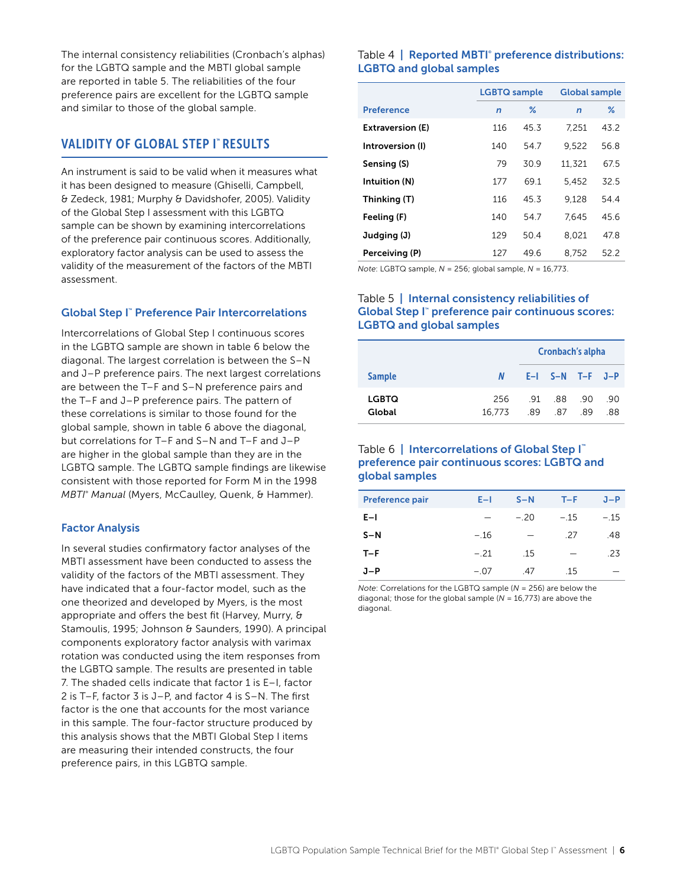The internal consistency reliabilities (Cronbach's alphas) for the LGBTQ sample and the MBTI global sample are reported in table 5. The reliabilities of the four preference pairs are excellent for the LGBTQ sample and similar to those of the global sample.

## VALIDITY OF GLOBAL STEP I™ RESULTS

An instrument is said to be valid when it measures what it has been designed to measure (Ghiselli, Campbell, & Zedeck, 1981; Murphy & Davidshofer, 2005). Validity of the Global Step I assessment with this LGBTQ sample can be shown by examining intercorrelations of the preference pair continuous scores. Additionally, exploratory factor analysis can be used to assess the validity of the measurement of the factors of the MBTI assessment.

### Global Step I™ Preference Pair Intercorrelations

Intercorrelations of Global Step I continuous scores in the LGBTQ sample are shown in table 6 below the diagonal. The largest correlation is between the S–N and J–P preference pairs. The next largest correlations are between the T–F and S–N preference pairs and the T–F and J–P preference pairs. The pattern of these correlations is similar to those found for the global sample, shown in table 6 above the diagonal, but correlations for T–F and S–N and T–F and J–P are higher in the global sample than they are in the LGBTQ sample. The LGBTQ sample findings are likewise consistent with those reported for Form M in the 1998 *MBTI® Manual* (Myers, McCaulley, Quenk, & Hammer).

### Factor Analysis

In several studies confirmatory factor analyses of the MBTI assessment have been conducted to assess the validity of the factors of the MBTI assessment. They have indicated that a four-factor model, such as the one theorized and developed by Myers, is the most appropriate and offers the best fit (Harvey, Murry, & Stamoulis, 1995; Johnson & Saunders, 1990). A principal components exploratory factor analysis with varimax rotation was conducted using the item responses from the LGBTQ sample. The results are presented in table 7. The shaded cells indicate that factor 1 is E–I, factor 2 is T–F, factor 3 is J–P, and factor 4 is S–N. The first factor is the one that accounts for the most variance in this sample. The four-factor structure produced by this analysis shows that the MBTI Global Step I items are measuring their intended constructs, the four preference pairs, in this LGBTQ sample.

Table 4 | **Reported MBTI® preference distributions: LGBTQ and global samples**

| | LGBTQ sample | | Global sample | |
|---|---|---|---|---|
| **Preference** | *n* | % | *n* | % |
| **Extraversion (E)** | 116 | 45.3 | 7,251 | 43.2 |
| **Introversion (I)** | 140 | 54.7 | 9,522 | 56.8 |
| **Sensing (S)** | 79 | 30.9 | 11,321 | 67.5 |
| **Intuition (N)** | 177 | 69.1 | 5,452 | 32.5 |
| **Thinking (T)** | 116 | 45.3 | 9,128 | 54.4 |
| **Feeling (F)** | 140 | 54.7 | 7,645 | 45.6 |
| **Judging (J)** | 129 | 50.4 | 8,021 | 47.8 |
| **Perceiving (P)** | 127 | 49.6 | 8,752 | 52.2 |

*Note*: LGBTQ sample, *N* = 256; global sample, *N* = 16,773.

Table 5 | **Internal consistency reliabilities of Global Step I™ preference pair continuous scores: LGBTQ and global samples**

| | | Cronbach's alpha | | | |
|---|---|---|---|---|---|
| **Sample** | ***N*** | **E–I** | **S–N** | **T–F** | **J–P** |
| **LGBTQ** | 256 | .91 | .88 | .90 | .90 |
| **Global** | 16,773 | .89 | .87 | .89 | .88 |

Table 6 | **Intercorrelations of Global Step I™ preference pair continuous scores: LGBTQ and global samples**

| Preference pair | E–I | S–N | T–F | J–P |
|---|---|---|---|---|
| **E–I** | — | −.20 | −.15 | −.15 |
| **S–N** | −.16 | — | .27 | .48 |
| **T–F** | −.21 | .15 | — | .23 |
| **J–P** | −.07 | .47 | .15 | — |

*Note*: Correlations for the LGBTQ sample (*N* = 256) are below the diagonal; those for the global sample (*N* = 16,773) are above the diagonal.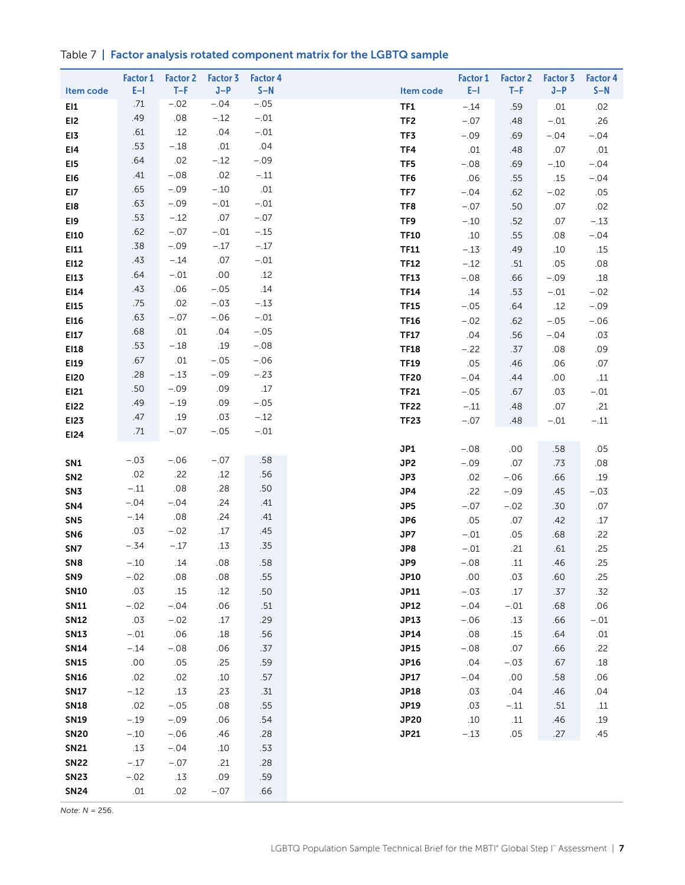Table 7 | **Factor analysis rotated component matrix for the LGBTQ sample**

| Item code | Factor 1 E–I | Factor 2 T–F | Factor 3 J–P | Factor 4 S–N |
|---|---|---|---|---|
| EI1 | .71 | −.02 | −.04 | −.05 |
| EI2 | .49 | .08 | −.12 | −.01 |
| EI3 | .61 | .12 | .04 | −.01 |
| EI4 | .53 | −.18 | .01 | .04 |
| EI5 | .64 | .02 | −.12 | −.09 |
| EI6 | .41 | −.08 | .02 | −.11 |
| EI7 | .65 | −.09 | −.10 | .01 |
| EI8 | .63 | −.09 | −.01 | −.01 |
| EI9 | .53 | −.12 | .07 | −.07 |
| EI10 | .62 | −.07 | −.01 | −.15 |
| EI11 | .38 | −.09 | −.17 | −.17 |
| EI12 | .43 | −.14 | .07 | −.01 |
| EI13 | .64 | −.01 | .00 | .12 |
| EI14 | .43 | .06 | −.05 | .14 |
| EI15 | .75 | .02 | −.03 | −.13 |
| EI16 | .63 | −.07 | −.06 | −.01 |
| EI17 | .68 | .01 | .04 | −.05 |
| EI18 | .53 | −.18 | .19 | −.08 |
| EI19 | .67 | .01 | −.05 | −.06 |
| EI20 | .28 | −.13 | −.09 | −.23 |
| EI21 | .50 | −.09 | .09 | .17 |
| EI22 | .49 | −.19 | .09 | −.05 |
| EI23 | .47 | .19 | .03 | −.12 |
| EI24 | .71 | −.07 | −.05 | −.01 |
| SN1 | −.03 | −.06 | −.07 | .58 |
| SN2 | .02 | .22 | .12 | .56 |
| SN3 | −.11 | .08 | .28 | .50 |
| SN4 | −.04 | −.04 | .24 | .41 |
| SN5 | −.14 | .08 | .24 | .41 |
| SN6 | .03 | −.02 | .17 | .45 |
| SN7 | −.34 | −.17 | .13 | .35 |
| SN8 | −.10 | .14 | .08 | .58 |
| SN9 | −.02 | .08 | .08 | .55 |
| SN10 | .03 | .15 | .12 | .50 |
| SN11 | −.02 | −.04 | .06 | .51 |
| SN12 | .03 | −.02 | .17 | .29 |
| SN13 | −.01 | .06 | .18 | .56 |
| SN14 | −.14 | −.08 | .06 | .37 |
| SN15 | .00 | .05 | .25 | .59 |
| SN16 | .02 | .02 | .10 | .57 |
| SN17 | −.12 | .13 | .23 | .31 |
| SN18 | .02 | −.05 | .08 | .55 |
| SN19 | −.19 | −.09 | .06 | .54 |
| SN20 | −.10 | −.06 | .46 | .28 |
| SN21 | .13 | −.04 | .10 | .53 |
| SN22 | −.17 | −.07 | .21 | .28 |
| SN23 | −.02 | .13 | .09 | .59 |
| SN24 | .01 | .02 | −.07 | .66 |
| TF1 | −.14 | .59 | .01 | .02 |
| TF2 | −.07 | .48 | −.01 | .26 |
| TF3 | −.09 | .69 | −.04 | −.04 |
| TF4 | .01 | .48 | .07 | .01 |
| TF5 | −.08 | .69 | −.10 | −.04 |
| TF6 | .06 | .55 | .15 | −.04 |
| TF7 | −.04 | .62 | −.02 | .05 |
| TF8 | −.07 | .50 | .07 | .02 |
| TF9 | −.10 | .52 | .07 | −.13 |
| TF10 | .10 | .55 | .08 | −.04 |
| TF11 | −.13 | .49 | .10 | .15 |
| TF12 | −.12 | .51 | .05 | .08 |
| TF13 | −.08 | .66 | −.09 | .18 |
| TF14 | .14 | .53 | −.01 | −.02 |
| TF15 | −.05 | .64 | .12 | −.09 |
| TF16 | −.02 | .62 | −.05 | −.06 |
| TF17 | .04 | .56 | −.04 | .03 |
| TF18 | −.22 | .37 | .08 | .09 |
| TF19 | .05 | .46 | .06 | .07 |
| TF20 | −.04 | .44 | .00 | .11 |
| TF21 | −.05 | .67 | .03 | −.01 |
| TF22 | −.11 | .48 | .07 | .21 |
| TF23 | −.07 | .48 | −.01 | −.11 |
| JP1 | −.08 | .00 | .58 | .05 |
| JP2 | −.09 | .07 | .73 | .08 |
| JP3 | .02 | −.06 | .66 | .19 |
| JP4 | .22 | −.09 | .45 | −.03 |
| JP5 | −.07 | −.02 | .30 | .07 |
| JP6 | .05 | .07 | .42 | .17 |
| JP7 | −.01 | .05 | .68 | .22 |
| JP8 | −.01 | .21 | .61 | .25 |
| JP9 | −.08 | .11 | .46 | .25 |
| JP10 | .00 | .03 | .60 | .25 |
| JP11 | −.03 | .17 | .37 | .32 |
| JP12 | −.04 | −.01 | .68 | .06 |
| JP13 | −.06 | .13 | .66 | −.01 |
| JP14 | .08 | .15 | .64 | .01 |
| JP15 | −.08 | .07 | .66 | .22 |
| JP16 | .04 | −.03 | .67 | .18 |
| JP17 | −.04 | .00 | .58 | .06 |
| JP18 | .03 | .04 | .46 | .04 |
| JP19 | .03 | −.11 | .51 | .11 |
| JP20 | .10 | .11 | .46 | .19 |
| JP21 | −.13 | .05 | .27 | .45 |

*Note: N* = 256.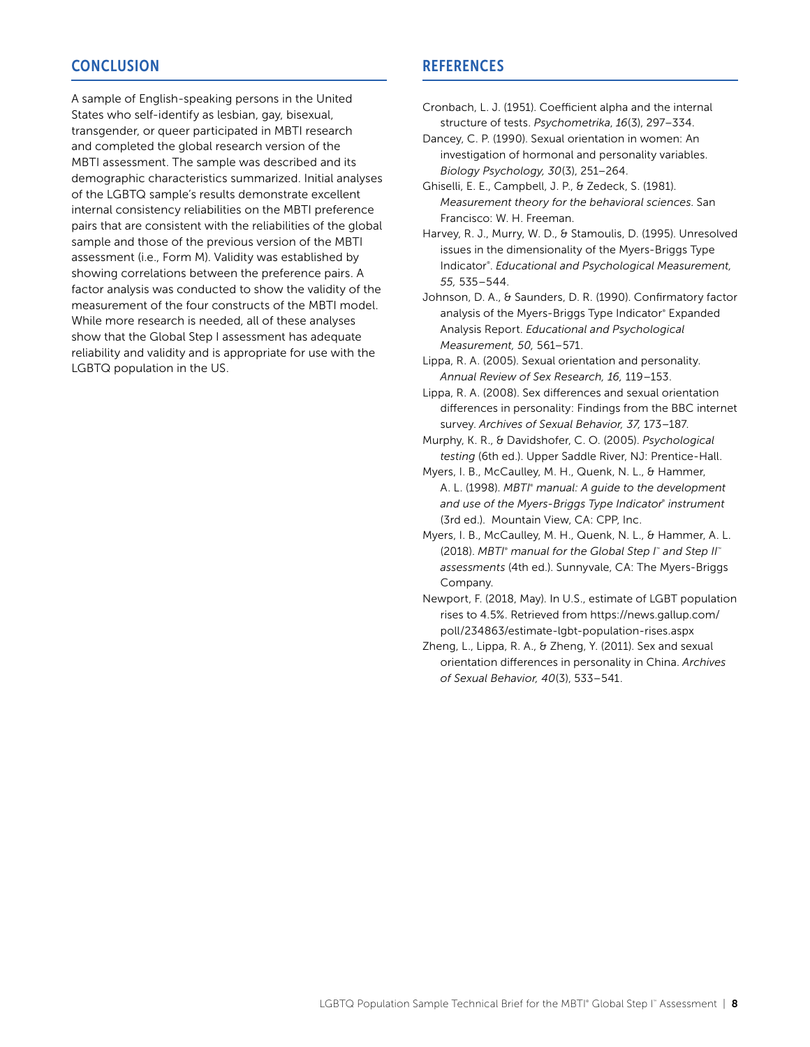## CONCLUSION

A sample of English-speaking persons in the United States who self-identify as lesbian, gay, bisexual, transgender, or queer participated in MBTI research and completed the global research version of the MBTI assessment. The sample was described and its demographic characteristics summarized. Initial analyses of the LGBTQ sample's results demonstrate excellent internal consistency reliabilities on the MBTI preference pairs that are consistent with the reliabilities of the global sample and those of the previous version of the MBTI assessment (i.e., Form M). Validity was established by showing correlations between the preference pairs. A factor analysis was conducted to show the validity of the measurement of the four constructs of the MBTI model. While more research is needed, all of these analyses show that the Global Step I assessment has adequate reliability and validity and is appropriate for use with the LGBTQ population in the US.

## REFERENCES

Cronbach, L. J. (1951). Coefficient alpha and the internal structure of tests. *Psychometrika*, *16*(3), 297–334.

Dancey, C. P. (1990). Sexual orientation in women: An investigation of hormonal and personality variables. *Biology Psychology, 30*(3), 251–264.

Ghiselli, E. E., Campbell, J. P., & Zedeck, S. (1981). *Measurement theory for the behavioral sciences*. San Francisco: W. H. Freeman.

Harvey, R. J., Murry, W. D., & Stamoulis, D. (1995). Unresolved issues in the dimensionality of the Myers-Briggs Type Indicator®. *Educational and Psychological Measurement, 55,* 535–544.

Johnson, D. A., & Saunders, D. R. (1990). Confirmatory factor analysis of the Myers-Briggs Type Indicator® Expanded Analysis Report. *Educational and Psychological Measurement, 50,* 561–571.

Lippa, R. A. (2005). Sexual orientation and personality. *Annual Review of Sex Research, 16,* 119–153.

Lippa, R. A. (2008). Sex differences and sexual orientation differences in personality: Findings from the BBC internet survey. *Archives of Sexual Behavior, 37,* 173–187.

Murphy, K. R., & Davidshofer, C. O. (2005). *Psychological testing* (6th ed.). Upper Saddle River, NJ: Prentice-Hall.

Myers, I. B., McCaulley, M. H., Quenk, N. L., & Hammer, A. L. (1998). *MBTI® manual: A guide to the development and use of the Myers-Briggs Type Indicator® instrument* (3rd ed.). Mountain View, CA: CPP, Inc.

Myers, I. B., McCaulley, M. H., Quenk, N. L., & Hammer, A. L. (2018). *MBTI® manual for the Global Step I™ and Step II™ assessments* (4th ed.). Sunnyvale, CA: The Myers-Briggs Company.

Newport, F. (2018, May). In U.S., estimate of LGBT population rises to 4.5%. Retrieved from https://news.gallup.com/poll/234863/estimate-lgbt-population-rises.aspx

Zheng, L., Lippa, R. A., & Zheng, Y. (2011). Sex and sexual orientation differences in personality in China. *Archives of Sexual Behavior, 40*(3), 533–541.